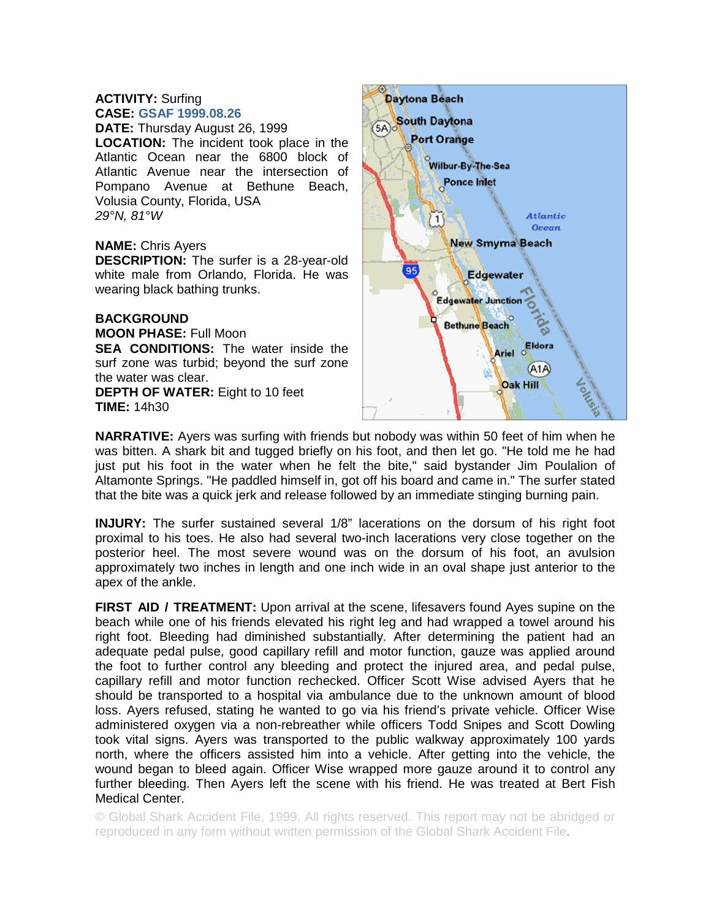**ACTIVITY:** Surfing
**CASE:** GSAF 1999.08.26
**DATE:** Thursday August 26, 1999
**LOCATION:** The incident took place in the Atlantic Ocean near the 6800 block of Atlantic Avenue near the intersection of Pompano Avenue at Bethune Beach, Volusia County, Florida, USA
*29°N, 81°W*

**NAME:** Chris Ayers
**DESCRIPTION:** The surfer is a 28-year-old white male from Orlando, Florida. He was wearing black bathing trunks.

**BACKGROUND**
**MOON PHASE:** Full Moon
**SEA CONDITIONS:** The water inside the surf zone was turbid; beyond the surf zone the water was clear.
**DEPTH OF WATER:** Eight to 10 feet
**TIME:** 14h30

**NARRATIVE:** Ayers was surfing with friends but nobody was within 50 feet of him when he was bitten. A shark bit and tugged briefly on his foot, and then let go. "He told me he had just put his foot in the water when he felt the bite," said bystander Jim Poulalion of Altamonte Springs. "He paddled himself in, got off his board and came in." The surfer stated that the bite was a quick jerk and release followed by an immediate stinging burning pain.

**INJURY:** The surfer sustained several 1/8" lacerations on the dorsum of his right foot proximal to his toes. He also had several two-inch lacerations very close together on the posterior heel. The most severe wound was on the dorsum of his foot, an avulsion approximately two inches in length and one inch wide in an oval shape just anterior to the apex of the ankle.

**FIRST AID / TREATMENT:** Upon arrival at the scene, lifesavers found Ayes supine on the beach while one of his friends elevated his right leg and had wrapped a towel around his right foot. Bleeding had diminished substantially. After determining the patient had an adequate pedal pulse, good capillary refill and motor function, gauze was applied around the foot to further control any bleeding and protect the injured area, and pedal pulse, capillary refill and motor function rechecked. Officer Scott Wise advised Ayers that he should be transported to a hospital via ambulance due to the unknown amount of blood loss. Ayers refused, stating he wanted to go via his friend's private vehicle. Officer Wise administered oxygen via a non-rebreather while officers Todd Snipes and Scott Dowling took vital signs. Ayers was transported to the public walkway approximately 100 yards north, where the officers assisted him into a vehicle. After getting into the vehicle, the wound began to bleed again. Officer Wise wrapped more gauze around it to control any further bleeding. Then Ayers left the scene with his friend. He was treated at Bert Fish Medical Center.

© Global Shark Accident File, 1999. All rights reserved. This report may not be abridged or reproduced in any form without written permission of the Global Shark Accident File.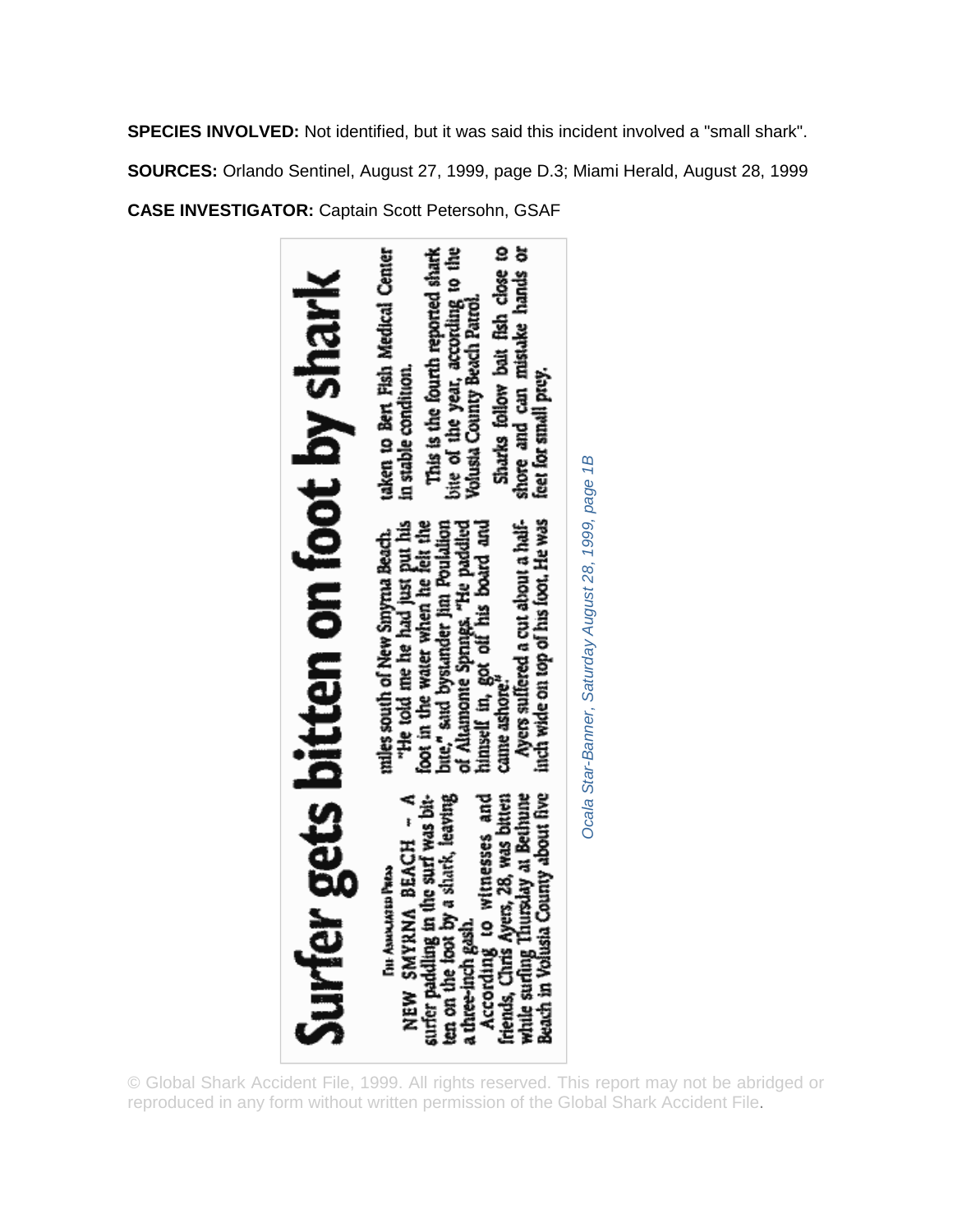**SPECIES INVOLVED:** Not identified, but it was said this incident involved a "small shark".

**SOURCES:** Orlando Sentinel, August 27, 1999, page D.3; Miami Herald, August 28, 1999

**CASE INVESTIGATOR:** Captain Scott Petersohn, GSAF

# Surfer gets bitten on foot by shark

THE ASSOCIATED PRESS

NEW SMYRNA BEACH – A surfer paddling in the surf was bitten on the foot by a shark, leaving a three-inch gash.

According to witnesses and friends, Chris Ayers, 28, was bitten while surfing Thursday at Bethune Beach in Volusia County about five miles south of New Smyrna Beach.

"He told me he had just put his foot in the water when he felt the bite," said bystander Jim Pouliliion of Altamonte Springs. "He paddled himself in, got off his board and came ashore."

Ayers suffered a cut about a half-inch wide on top of his foot. He was taken to Bert Fish Medical Center in stable condition.

This is the fourth reported shark bite of the year, according to the Volusia County Beach Patrol.

Sharks follow bait fish close to shore and can mistake hands or feet for small prey.

*Ocala Star-Banner, Saturday August 28, 1999, page 1B*

© Global Shark Accident File, 1999. All rights reserved. This report may not be abridged or reproduced in any form without written permission of the Global Shark Accident File.